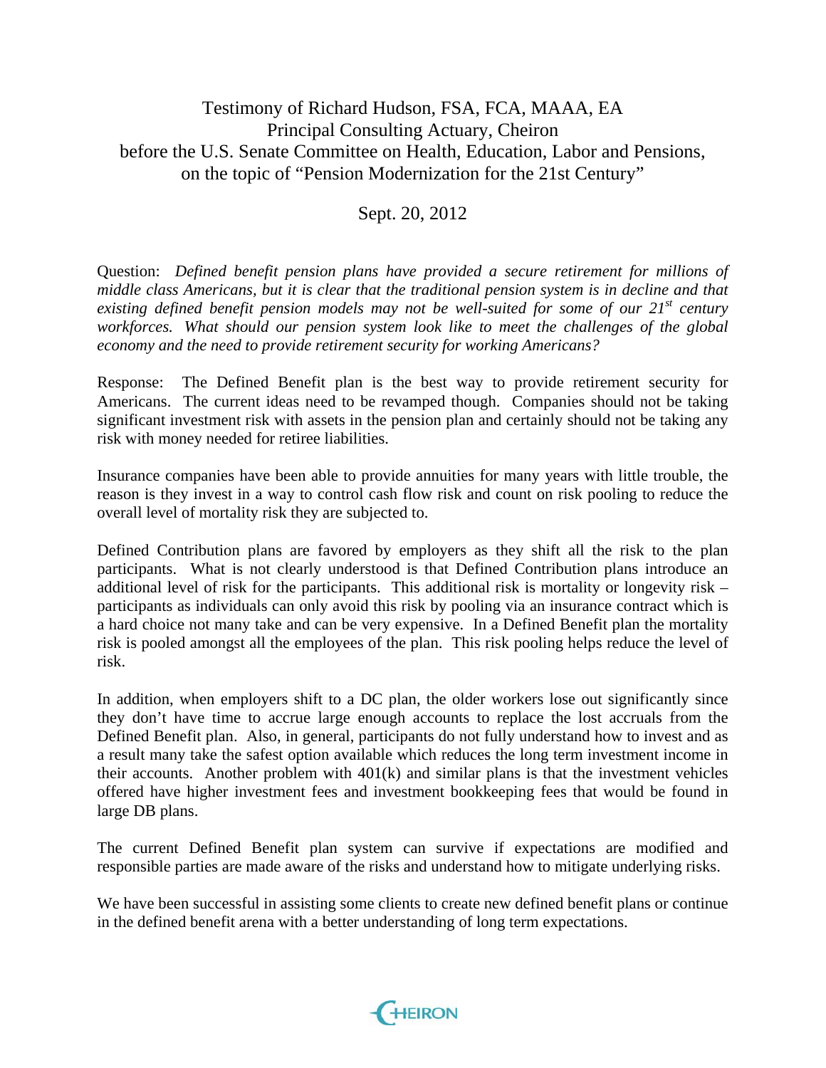# Testimony of Richard Hudson, FSA, FCA, MAAA, EA
## Principal Consulting Actuary, Cheiron
## before the U.S. Senate Committee on Health, Education, Labor and Pensions, on the topic of "Pension Modernization for the 21st Century"

Sept. 20, 2012

Question: *Defined benefit pension plans have provided a secure retirement for millions of middle class Americans, but it is clear that the traditional pension system is in decline and that existing defined benefit pension models may not be well-suited for some of our 21st century workforces. What should our pension system look like to meet the challenges of the global economy and the need to provide retirement security for working Americans?*

Response: The Defined Benefit plan is the best way to provide retirement security for Americans. The current ideas need to be revamped though. Companies should not be taking significant investment risk with assets in the pension plan and certainly should not be taking any risk with money needed for retiree liabilities.

Insurance companies have been able to provide annuities for many years with little trouble, the reason is they invest in a way to control cash flow risk and count on risk pooling to reduce the overall level of mortality risk they are subjected to.

Defined Contribution plans are favored by employers as they shift all the risk to the plan participants. What is not clearly understood is that Defined Contribution plans introduce an additional level of risk for the participants. This additional risk is mortality or longevity risk – participants as individuals can only avoid this risk by pooling via an insurance contract which is a hard choice not many take and can be very expensive. In a Defined Benefit plan the mortality risk is pooled amongst all the employees of the plan. This risk pooling helps reduce the level of risk.

In addition, when employers shift to a DC plan, the older workers lose out significantly since they don't have time to accrue large enough accounts to replace the lost accruals from the Defined Benefit plan. Also, in general, participants do not fully understand how to invest and as a result many take the safest option available which reduces the long term investment income in their accounts. Another problem with 401(k) and similar plans is that the investment vehicles offered have higher investment fees and investment bookkeeping fees that would be found in large DB plans.

The current Defined Benefit plan system can survive if expectations are modified and responsible parties are made aware of the risks and understand how to mitigate underlying risks.

We have been successful in assisting some clients to create new defined benefit plans or continue in the defined benefit arena with a better understanding of long term expectations.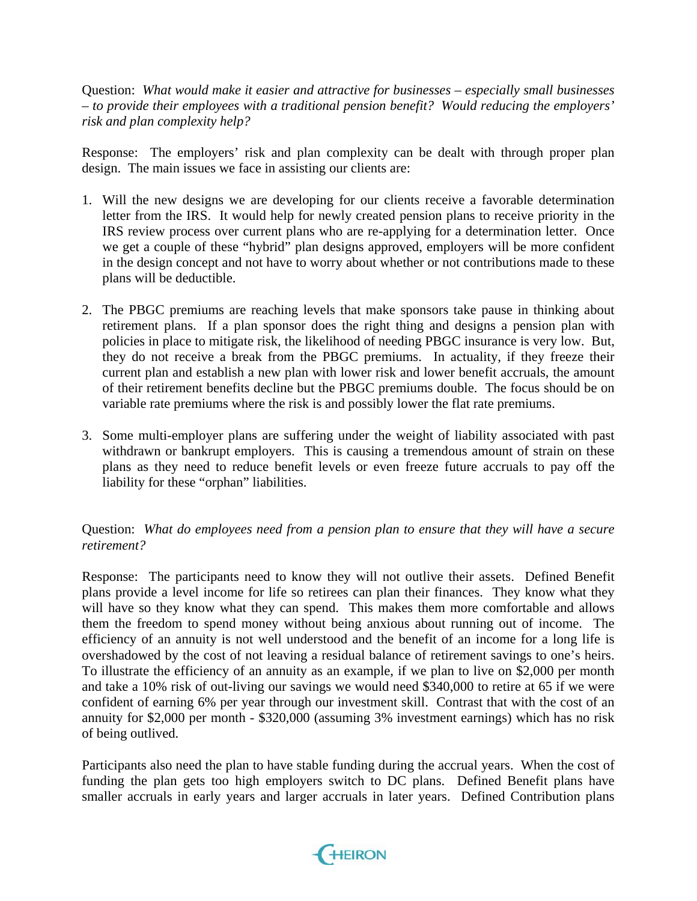Question: *What would make it easier and attractive for businesses – especially small businesses – to provide their employees with a traditional pension benefit? Would reducing the employers' risk and plan complexity help?*

Response: The employers' risk and plan complexity can be dealt with through proper plan design. The main issues we face in assisting our clients are:

1. Will the new designs we are developing for our clients receive a favorable determination letter from the IRS. It would help for newly created pension plans to receive priority in the IRS review process over current plans who are re-applying for a determination letter. Once we get a couple of these "hybrid" plan designs approved, employers will be more confident in the design concept and not have to worry about whether or not contributions made to these plans will be deductible.

2. The PBGC premiums are reaching levels that make sponsors take pause in thinking about retirement plans. If a plan sponsor does the right thing and designs a pension plan with policies in place to mitigate risk, the likelihood of needing PBGC insurance is very low. But, they do not receive a break from the PBGC premiums. In actuality, if they freeze their current plan and establish a new plan with lower risk and lower benefit accruals, the amount of their retirement benefits decline but the PBGC premiums double. The focus should be on variable rate premiums where the risk is and possibly lower the flat rate premiums.

3. Some multi-employer plans are suffering under the weight of liability associated with past withdrawn or bankrupt employers. This is causing a tremendous amount of strain on these plans as they need to reduce benefit levels or even freeze future accruals to pay off the liability for these "orphan" liabilities.

Question: *What do employees need from a pension plan to ensure that they will have a secure retirement?*

Response: The participants need to know they will not outlive their assets. Defined Benefit plans provide a level income for life so retirees can plan their finances. They know what they will have so they know what they can spend. This makes them more comfortable and allows them the freedom to spend money without being anxious about running out of income. The efficiency of an annuity is not well understood and the benefit of an income for a long life is overshadowed by the cost of not leaving a residual balance of retirement savings to one's heirs. To illustrate the efficiency of an annuity as an example, if we plan to live on $2,000 per month and take a 10% risk of out-living our savings we would need $340,000 to retire at 65 if we were confident of earning 6% per year through our investment skill. Contrast that with the cost of an annuity for $2,000 per month - $320,000 (assuming 3% investment earnings) which has no risk of being outlived.

Participants also need the plan to have stable funding during the accrual years. When the cost of funding the plan gets too high employers switch to DC plans. Defined Benefit plans have smaller accruals in early years and larger accruals in later years. Defined Contribution plans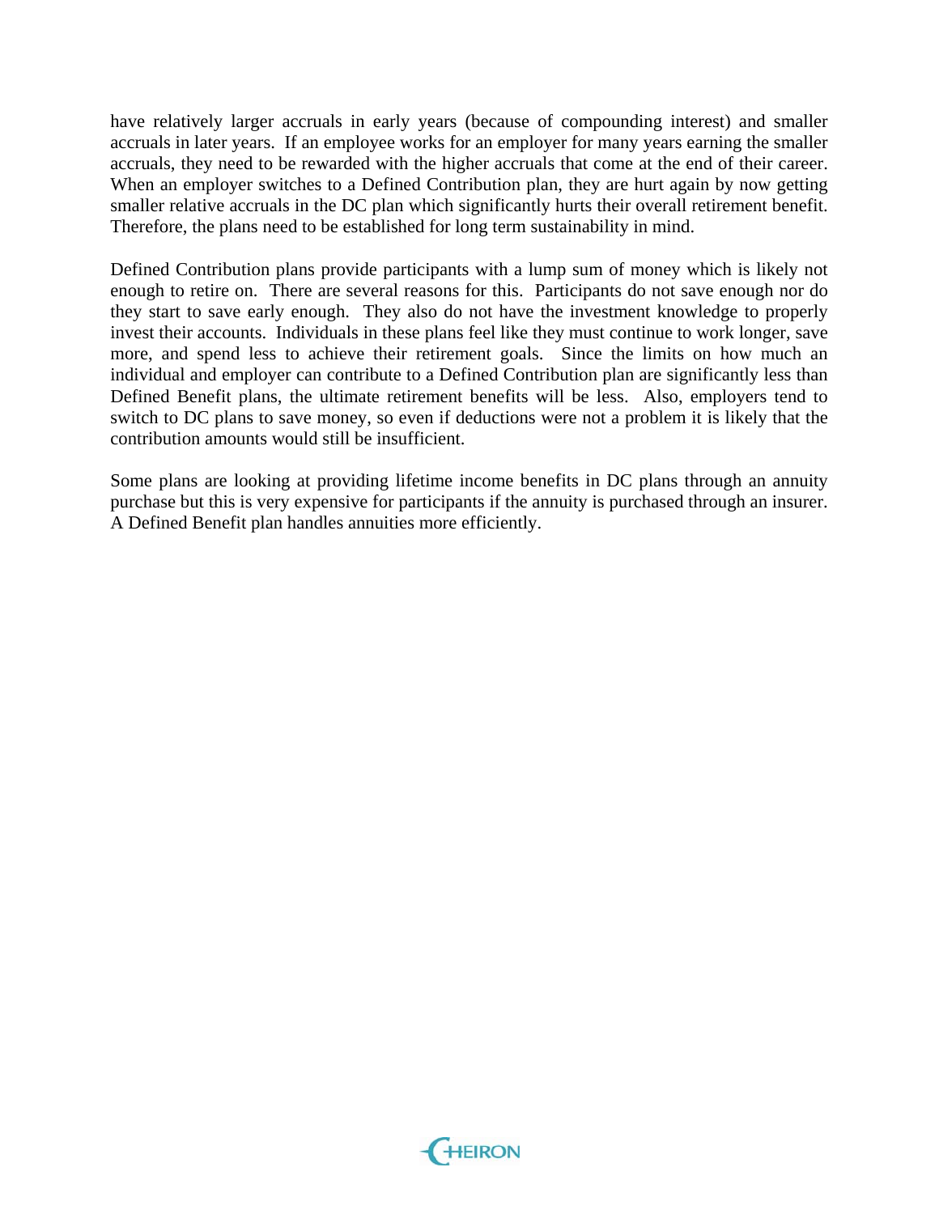have relatively larger accruals in early years (because of compounding interest) and smaller accruals in later years. If an employee works for an employer for many years earning the smaller accruals, they need to be rewarded with the higher accruals that come at the end of their career. When an employer switches to a Defined Contribution plan, they are hurt again by now getting smaller relative accruals in the DC plan which significantly hurts their overall retirement benefit. Therefore, the plans need to be established for long term sustainability in mind.

Defined Contribution plans provide participants with a lump sum of money which is likely not enough to retire on. There are several reasons for this. Participants do not save enough nor do they start to save early enough. They also do not have the investment knowledge to properly invest their accounts. Individuals in these plans feel like they must continue to work longer, save more, and spend less to achieve their retirement goals. Since the limits on how much an individual and employer can contribute to a Defined Contribution plan are significantly less than Defined Benefit plans, the ultimate retirement benefits will be less. Also, employers tend to switch to DC plans to save money, so even if deductions were not a problem it is likely that the contribution amounts would still be insufficient.

Some plans are looking at providing lifetime income benefits in DC plans through an annuity purchase but this is very expensive for participants if the annuity is purchased through an insurer. A Defined Benefit plan handles annuities more efficiently.